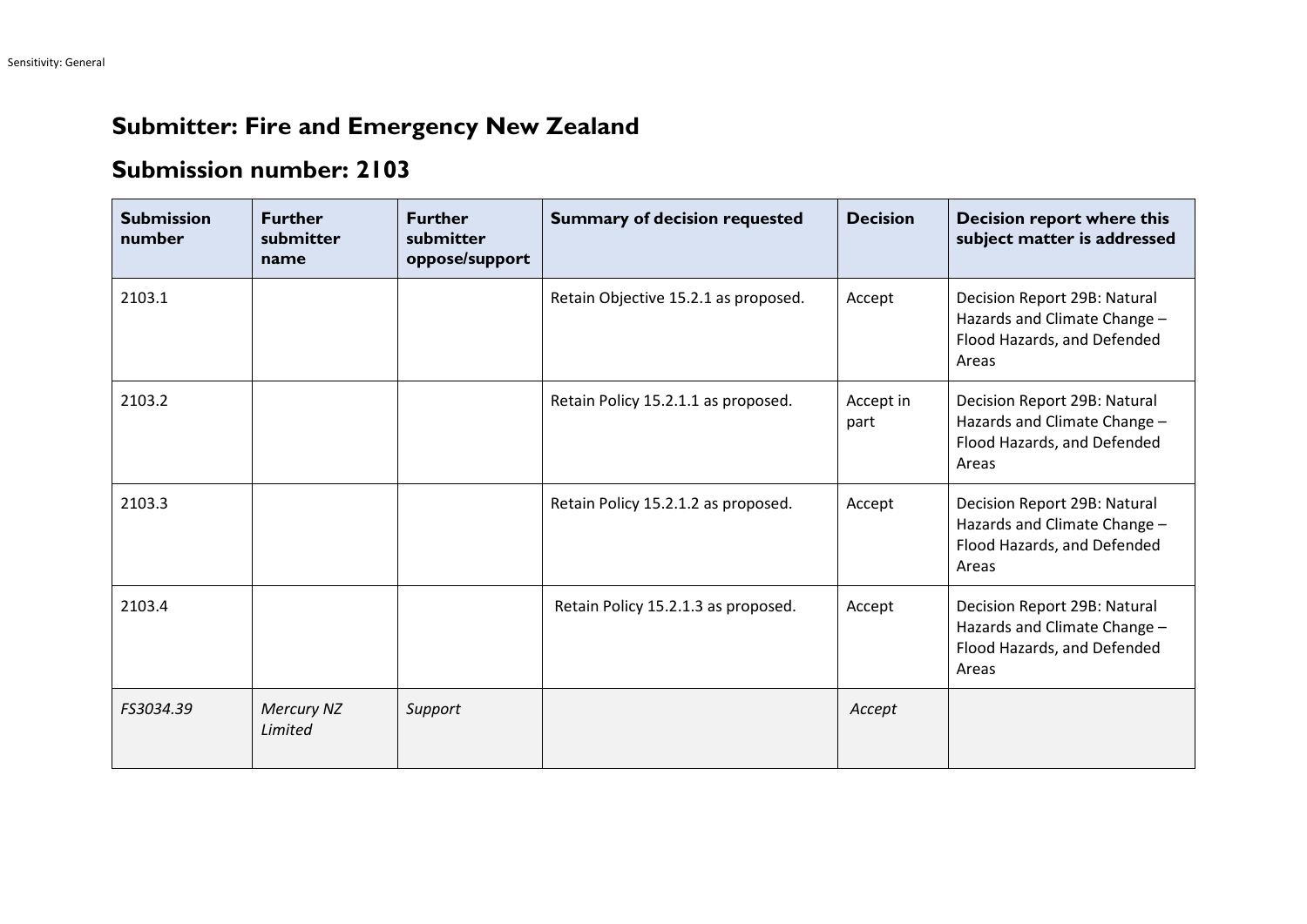## Submitter: Fire and Emergency New Zealand

## Submission number: 2103

| Submission number | Further submitter name | Further submitter oppose/support | Summary of decision requested | Decision | Decision report where this subject matter is addressed |
|---|---|---|---|---|---|
| 2103.1 | | | Retain Objective 15.2.1 as proposed. | Accept | Decision Report 29B: Natural Hazards and Climate Change – Flood Hazards, and Defended Areas |
| 2103.2 | | | Retain Policy 15.2.1.1 as proposed. | Accept in part | Decision Report 29B: Natural Hazards and Climate Change – Flood Hazards, and Defended Areas |
| 2103.3 | | | Retain Policy 15.2.1.2 as proposed. | Accept | Decision Report 29B: Natural Hazards and Climate Change – Flood Hazards, and Defended Areas |
| 2103.4 | | | Retain Policy 15.2.1.3 as proposed. | Accept | Decision Report 29B: Natural Hazards and Climate Change – Flood Hazards, and Defended Areas |
| *FS3034.39* | *Mercury NZ Limited* | *Support* | | *Accept* | |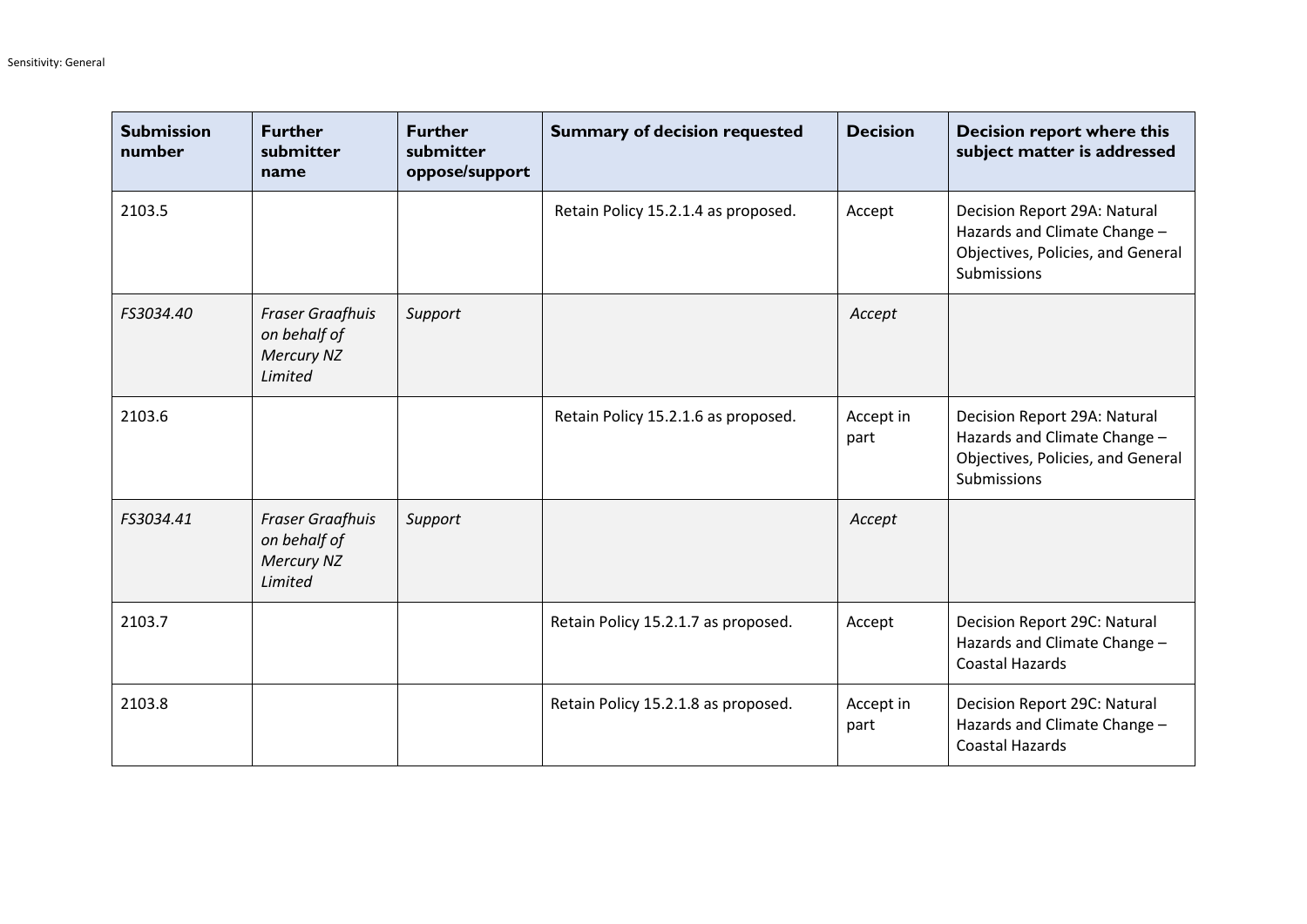| Submission number | Further submitter name | Further submitter oppose/support | Summary of decision requested | Decision | Decision report where this subject matter is addressed |
|---|---|---|---|---|---|
| 2103.5 | | | Retain Policy 15.2.1.4 as proposed. | Accept | Decision Report 29A: Natural Hazards and Climate Change – Objectives, Policies, and General Submissions |
| *FS3034.40* | *Fraser Graafhuis on behalf of Mercury NZ Limited* | *Support* | | *Accept* | |
| 2103.6 | | | Retain Policy 15.2.1.6 as proposed. | Accept in part | Decision Report 29A: Natural Hazards and Climate Change – Objectives, Policies, and General Submissions |
| *FS3034.41* | *Fraser Graafhuis on behalf of Mercury NZ Limited* | *Support* | | *Accept* | |
| 2103.7 | | | Retain Policy 15.2.1.7 as proposed. | Accept | Decision Report 29C: Natural Hazards and Climate Change – Coastal Hazards |
| 2103.8 | | | Retain Policy 15.2.1.8 as proposed. | Accept in part | Decision Report 29C: Natural Hazards and Climate Change – Coastal Hazards |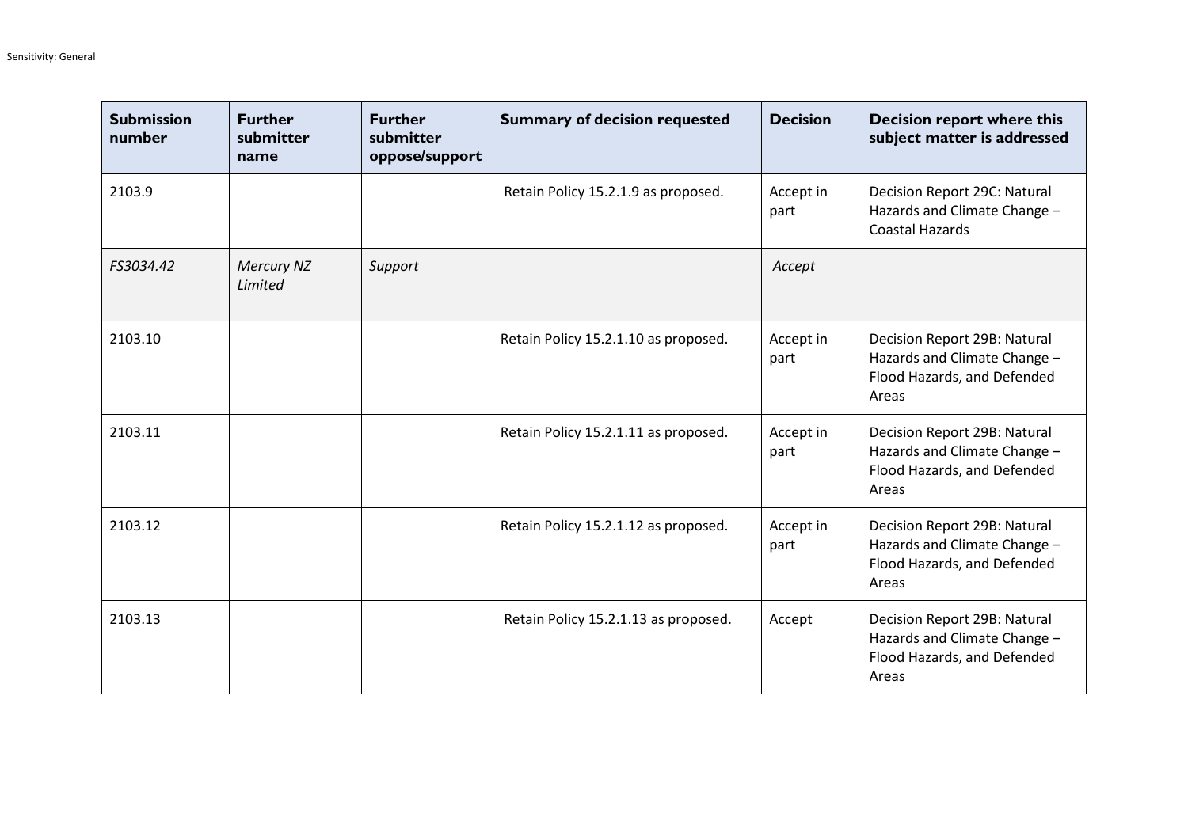| Submission number | Further submitter name | Further submitter oppose/support | Summary of decision requested | Decision | Decision report where this subject matter is addressed |
|---|---|---|---|---|---|
| 2103.9 | | | Retain Policy 15.2.1.9 as proposed. | Accept in part | Decision Report 29C: Natural Hazards and Climate Change – Coastal Hazards |
| *FS3034.42* | *Mercury NZ Limited* | *Support* | | *Accept* | |
| 2103.10 | | | Retain Policy 15.2.1.10 as proposed. | Accept in part | Decision Report 29B: Natural Hazards and Climate Change – Flood Hazards, and Defended Areas |
| 2103.11 | | | Retain Policy 15.2.1.11 as proposed. | Accept in part | Decision Report 29B: Natural Hazards and Climate Change – Flood Hazards, and Defended Areas |
| 2103.12 | | | Retain Policy 15.2.1.12 as proposed. | Accept in part | Decision Report 29B: Natural Hazards and Climate Change – Flood Hazards, and Defended Areas |
| 2103.13 | | | Retain Policy 15.2.1.13 as proposed. | Accept | Decision Report 29B: Natural Hazards and Climate Change – Flood Hazards, and Defended Areas |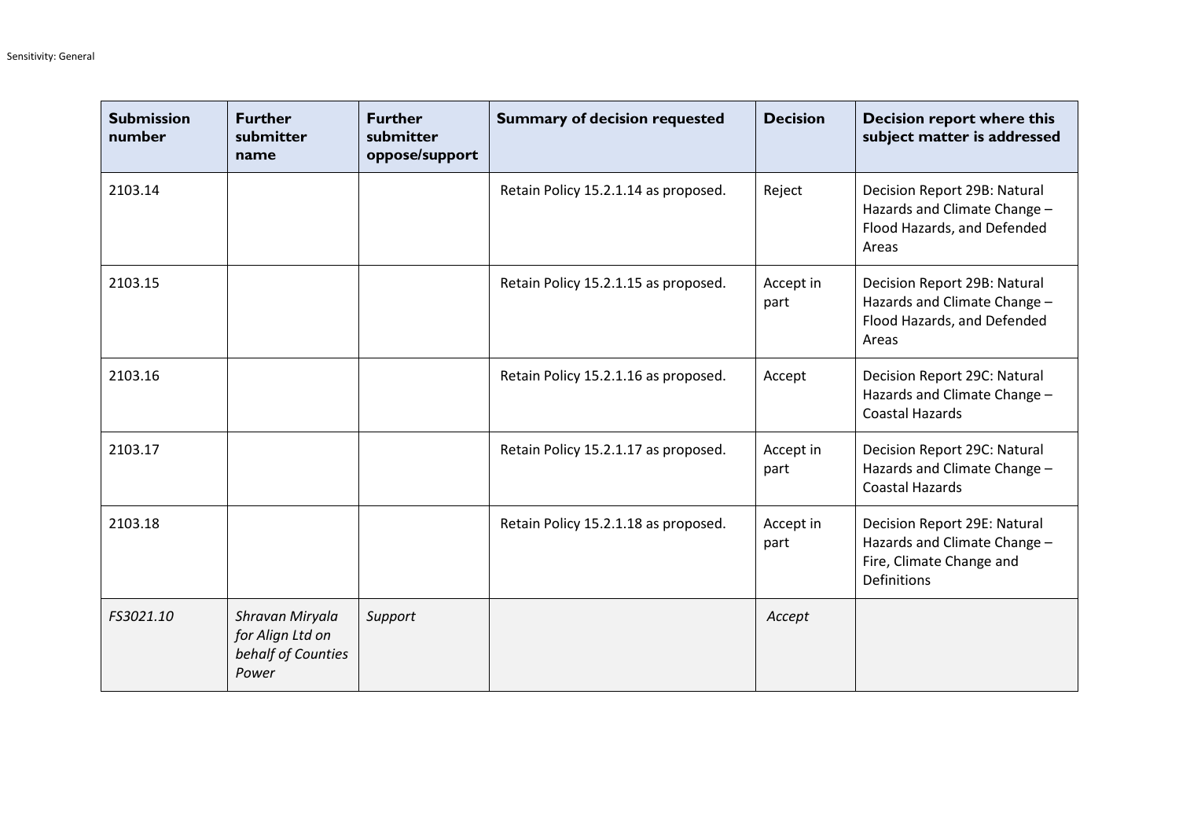| Submission number | Further submitter name | Further submitter oppose/support | Summary of decision requested | Decision | Decision report where this subject matter is addressed |
|---|---|---|---|---|---|
| 2103.14 | | | Retain Policy 15.2.1.14 as proposed. | Reject | Decision Report 29B: Natural Hazards and Climate Change – Flood Hazards, and Defended Areas |
| 2103.15 | | | Retain Policy 15.2.1.15 as proposed. | Accept in part | Decision Report 29B: Natural Hazards and Climate Change – Flood Hazards, and Defended Areas |
| 2103.16 | | | Retain Policy 15.2.1.16 as proposed. | Accept | Decision Report 29C: Natural Hazards and Climate Change – Coastal Hazards |
| 2103.17 | | | Retain Policy 15.2.1.17 as proposed. | Accept in part | Decision Report 29C: Natural Hazards and Climate Change – Coastal Hazards |
| 2103.18 | | | Retain Policy 15.2.1.18 as proposed. | Accept in part | Decision Report 29E: Natural Hazards and Climate Change – Fire, Climate Change and Definitions |
| *FS3021.10* | *Shravan Miryala for Align Ltd on behalf of Counties Power* | *Support* | | *Accept* | |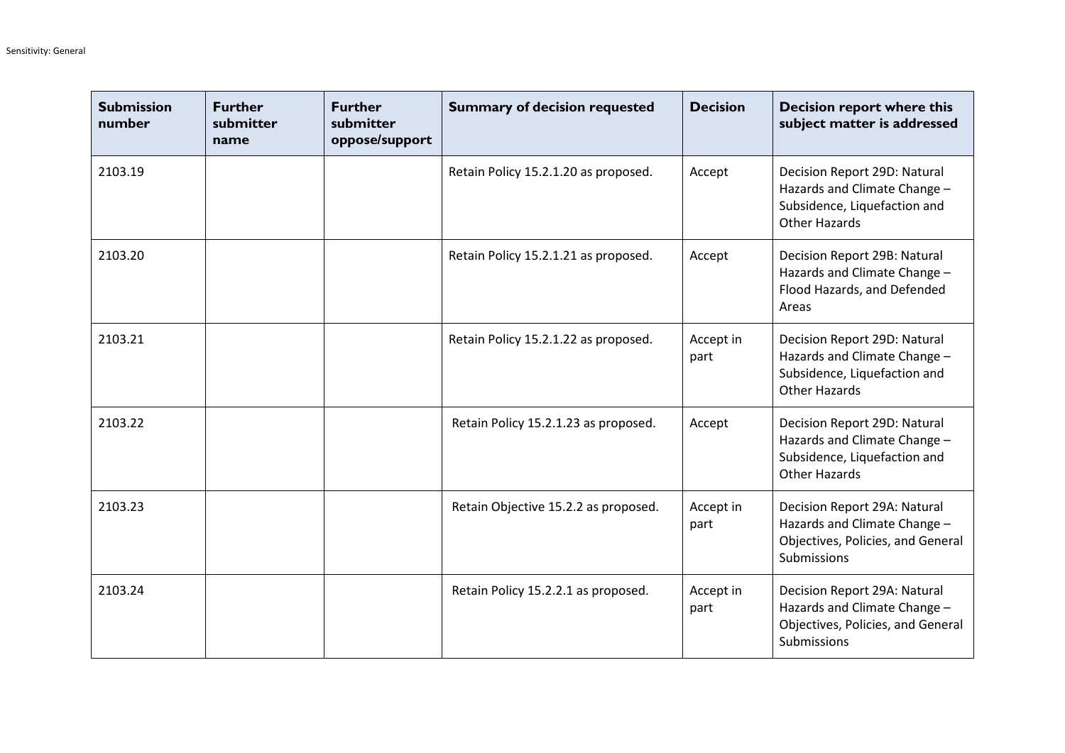| Submission number | Further submitter name | Further submitter oppose/support | Summary of decision requested | Decision | Decision report where this subject matter is addressed |
| --- | --- | --- | --- | --- | --- |
| 2103.19 | | | Retain Policy 15.2.1.20 as proposed. | Accept | Decision Report 29D: Natural Hazards and Climate Change – Subsidence, Liquefaction and Other Hazards |
| 2103.20 | | | Retain Policy 15.2.1.21 as proposed. | Accept | Decision Report 29B: Natural Hazards and Climate Change – Flood Hazards, and Defended Areas |
| 2103.21 | | | Retain Policy 15.2.1.22 as proposed. | Accept in part | Decision Report 29D: Natural Hazards and Climate Change – Subsidence, Liquefaction and Other Hazards |
| 2103.22 | | | Retain Policy 15.2.1.23 as proposed. | Accept | Decision Report 29D: Natural Hazards and Climate Change – Subsidence, Liquefaction and Other Hazards |
| 2103.23 | | | Retain Objective 15.2.2 as proposed. | Accept in part | Decision Report 29A: Natural Hazards and Climate Change – Objectives, Policies, and General Submissions |
| 2103.24 | | | Retain Policy 15.2.2.1 as proposed. | Accept in part | Decision Report 29A: Natural Hazards and Climate Change – Objectives, Policies, and General Submissions |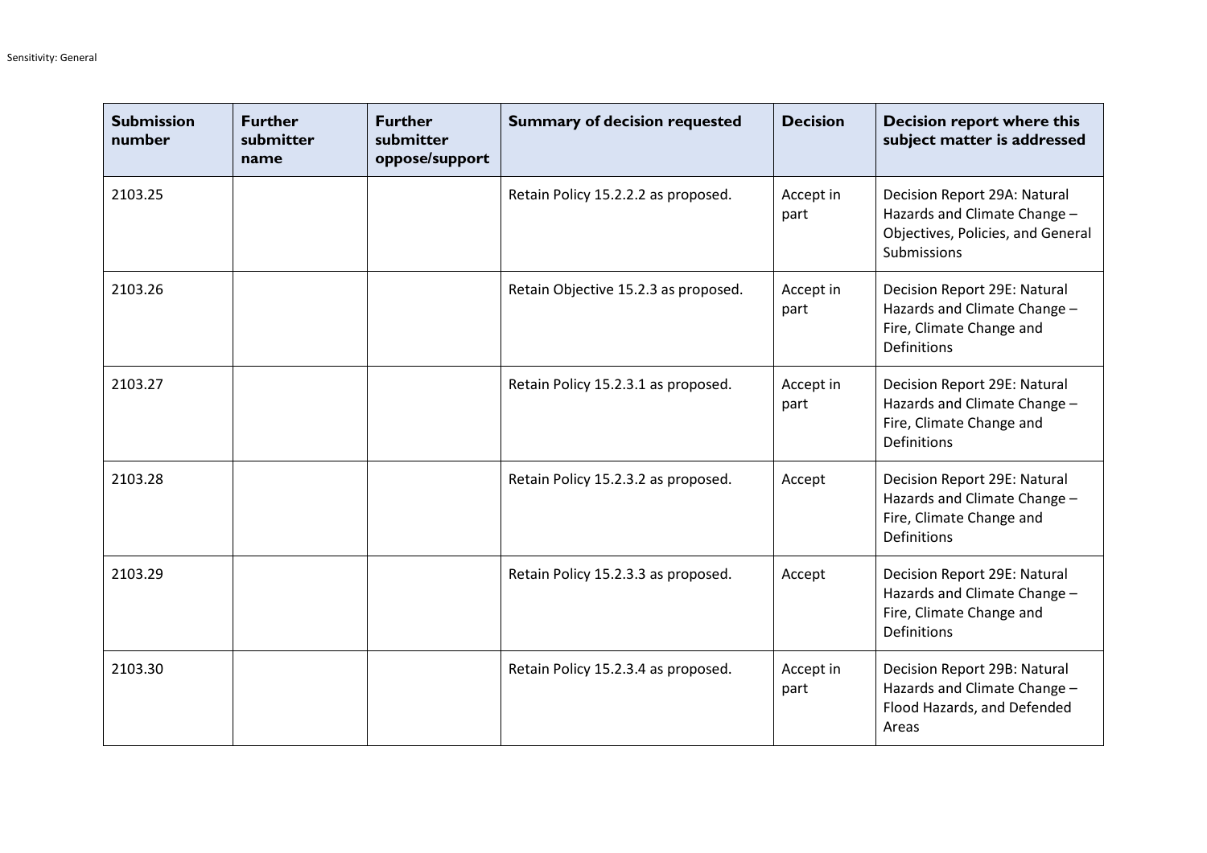| Submission number | Further submitter name | Further submitter oppose/support | Summary of decision requested | Decision | Decision report where this subject matter is addressed |
|---|---|---|---|---|---|
| 2103.25 | | | Retain Policy 15.2.2.2 as proposed. | Accept in part | Decision Report 29A: Natural Hazards and Climate Change – Objectives, Policies, and General Submissions |
| 2103.26 | | | Retain Objective 15.2.3 as proposed. | Accept in part | Decision Report 29E: Natural Hazards and Climate Change – Fire, Climate Change and Definitions |
| 2103.27 | | | Retain Policy 15.2.3.1 as proposed. | Accept in part | Decision Report 29E: Natural Hazards and Climate Change – Fire, Climate Change and Definitions |
| 2103.28 | | | Retain Policy 15.2.3.2 as proposed. | Accept | Decision Report 29E: Natural Hazards and Climate Change – Fire, Climate Change and Definitions |
| 2103.29 | | | Retain Policy 15.2.3.3 as proposed. | Accept | Decision Report 29E: Natural Hazards and Climate Change – Fire, Climate Change and Definitions |
| 2103.30 | | | Retain Policy 15.2.3.4 as proposed. | Accept in part | Decision Report 29B: Natural Hazards and Climate Change – Flood Hazards, and Defended Areas |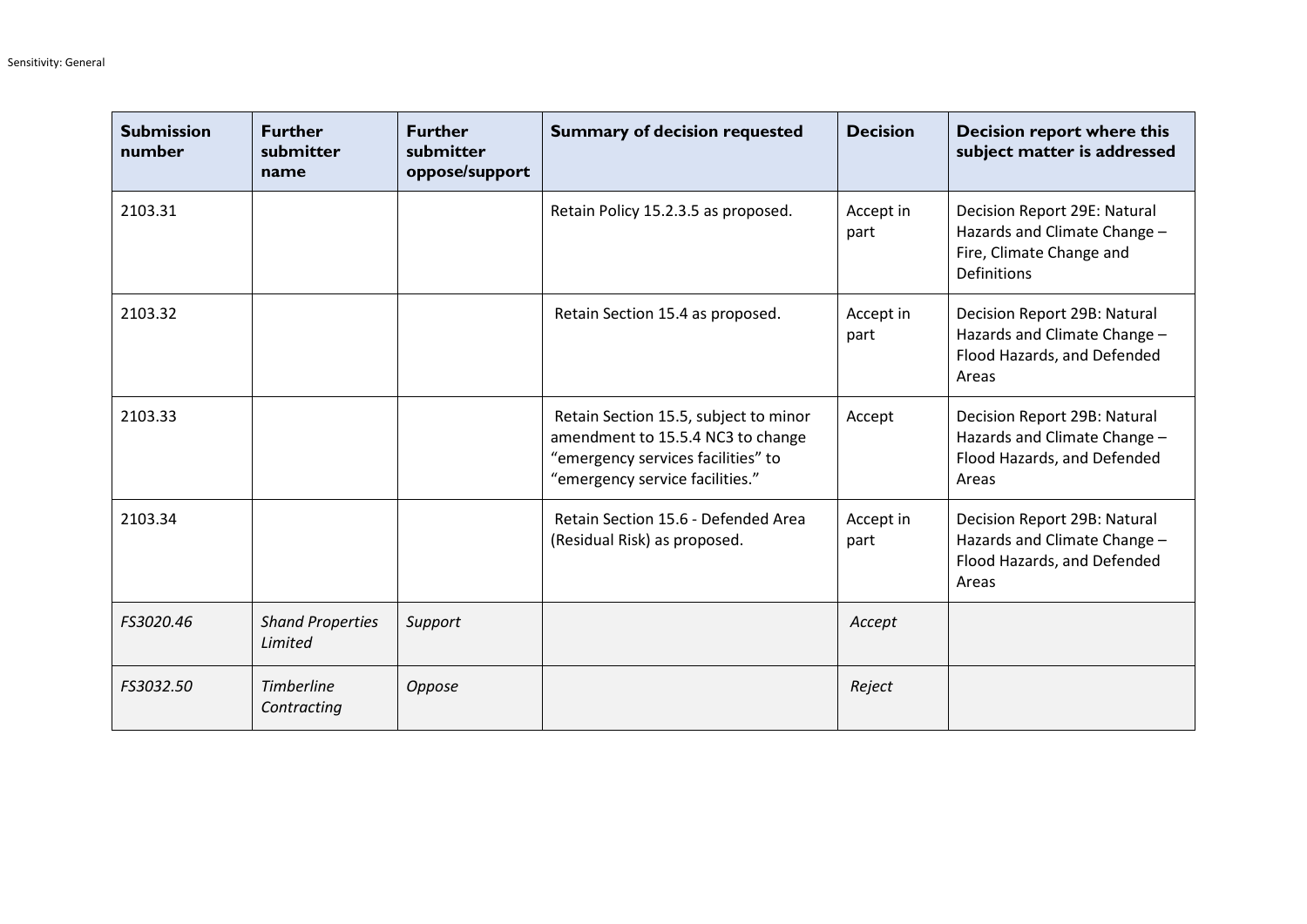| Submission number | Further submitter name | Further submitter oppose/support | Summary of decision requested | Decision | Decision report where this subject matter is addressed |
|---|---|---|---|---|---|
| 2103.31 | | | Retain Policy 15.2.3.5 as proposed. | Accept in part | Decision Report 29E: Natural Hazards and Climate Change – Fire, Climate Change and Definitions |
| 2103.32 | | | Retain Section 15.4 as proposed. | Accept in part | Decision Report 29B: Natural Hazards and Climate Change – Flood Hazards, and Defended Areas |
| 2103.33 | | | Retain Section 15.5, subject to minor amendment to 15.5.4 NC3 to change “emergency services facilities” to “emergency service facilities.” | Accept | Decision Report 29B: Natural Hazards and Climate Change – Flood Hazards, and Defended Areas |
| 2103.34 | | | Retain Section 15.6 - Defended Area (Residual Risk) as proposed. | Accept in part | Decision Report 29B: Natural Hazards and Climate Change – Flood Hazards, and Defended Areas |
| *FS3020.46* | *Shand Properties Limited* | *Support* | | *Accept* | |
| *FS3032.50* | *Timberline Contracting* | *Oppose* | | *Reject* | |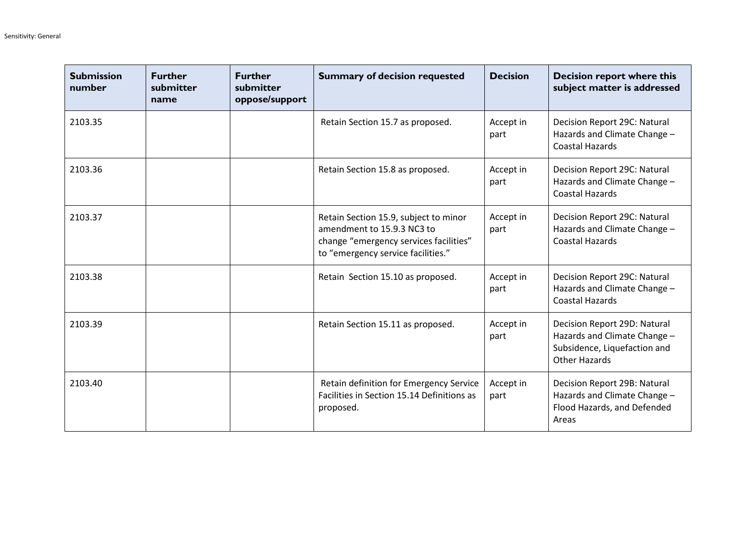| Submission number | Further submitter name | Further submitter oppose/support | Summary of decision requested | Decision | Decision report where this subject matter is addressed |
|---|---|---|---|---|---|
| 2103.35 | | | Retain Section 15.7 as proposed. | Accept in part | Decision Report 29C: Natural Hazards and Climate Change – Coastal Hazards |
| 2103.36 | | | Retain Section 15.8 as proposed. | Accept in part | Decision Report 29C: Natural Hazards and Climate Change – Coastal Hazards |
| 2103.37 | | | Retain Section 15.9, subject to minor amendment to 15.9.3 NC3 to change “emergency services facilities” to “emergency service facilities.” | Accept in part | Decision Report 29C: Natural Hazards and Climate Change – Coastal Hazards |
| 2103.38 | | | Retain Section 15.10 as proposed. | Accept in part | Decision Report 29C: Natural Hazards and Climate Change – Coastal Hazards |
| 2103.39 | | | Retain Section 15.11 as proposed. | Accept in part | Decision Report 29D: Natural Hazards and Climate Change – Subsidence, Liquefaction and Other Hazards |
| 2103.40 | | | Retain definition for Emergency Service Facilities in Section 15.14 Definitions as proposed. | Accept in part | Decision Report 29B: Natural Hazards and Climate Change – Flood Hazards, and Defended Areas |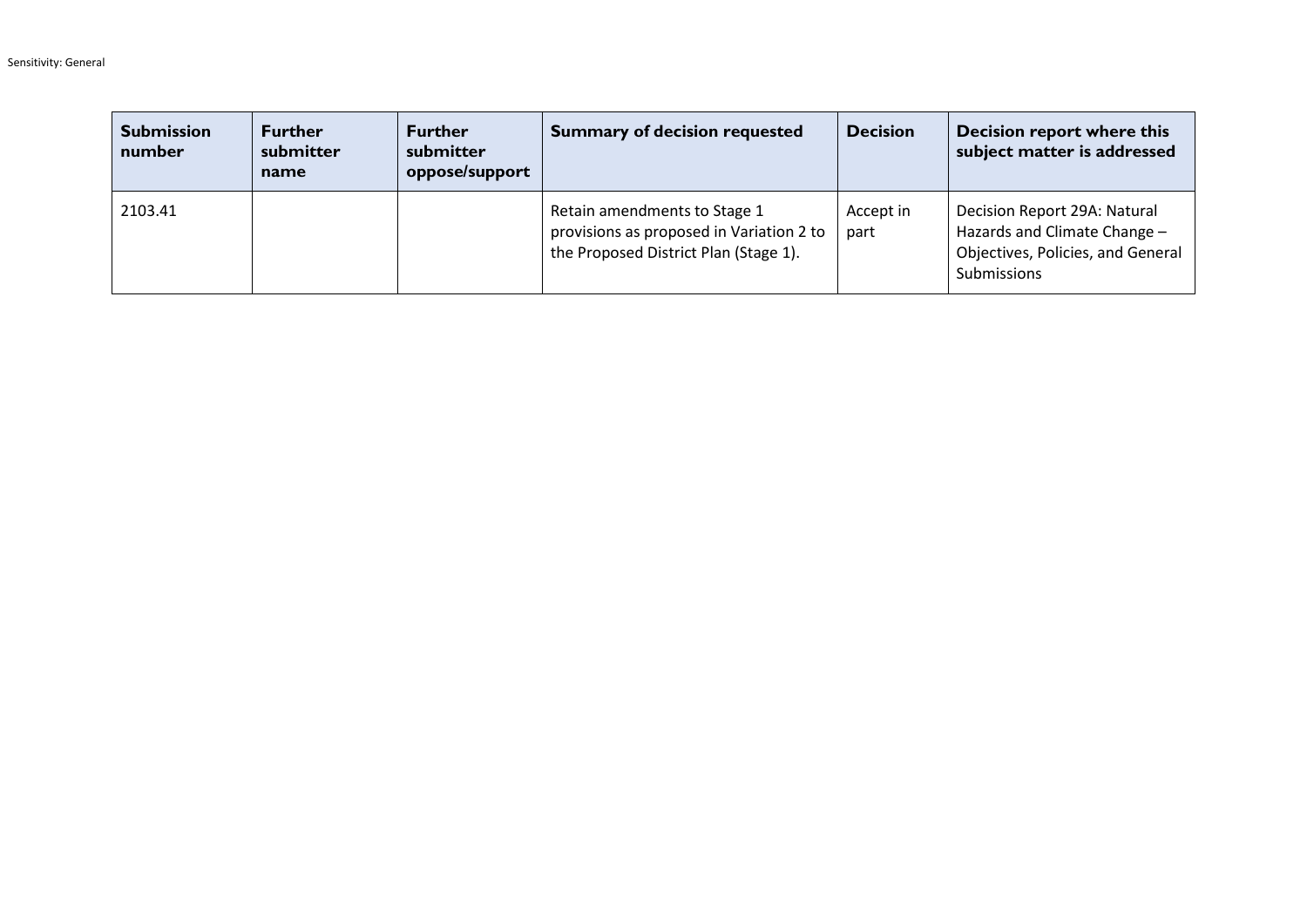| Submission number | Further submitter name | Further submitter oppose/support | Summary of decision requested | Decision | Decision report where this subject matter is addressed |
|---|---|---|---|---|---|
| 2103.41 | | | Retain amendments to Stage 1 provisions as proposed in Variation 2 to the Proposed District Plan (Stage 1). | Accept in part | Decision Report 29A: Natural Hazards and Climate Change – Objectives, Policies, and General Submissions |